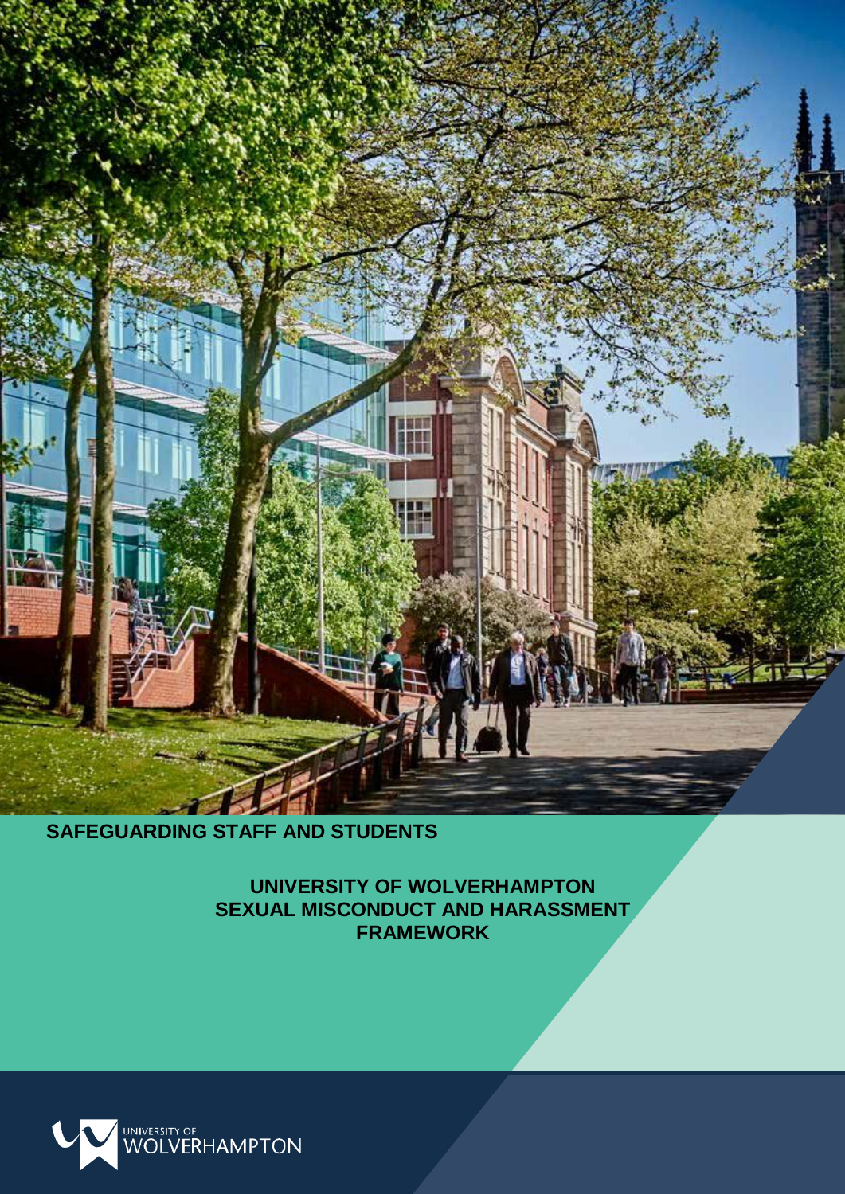**SAFEGUARDING STAFF AND STUDENTS**

# UNIVERSITY OF WOLVERHAMPTON SEXUAL MISCONDUCT AND HARASSMENT FRAMEWORK

UNIVERSITY OF WOLVERHAMPTON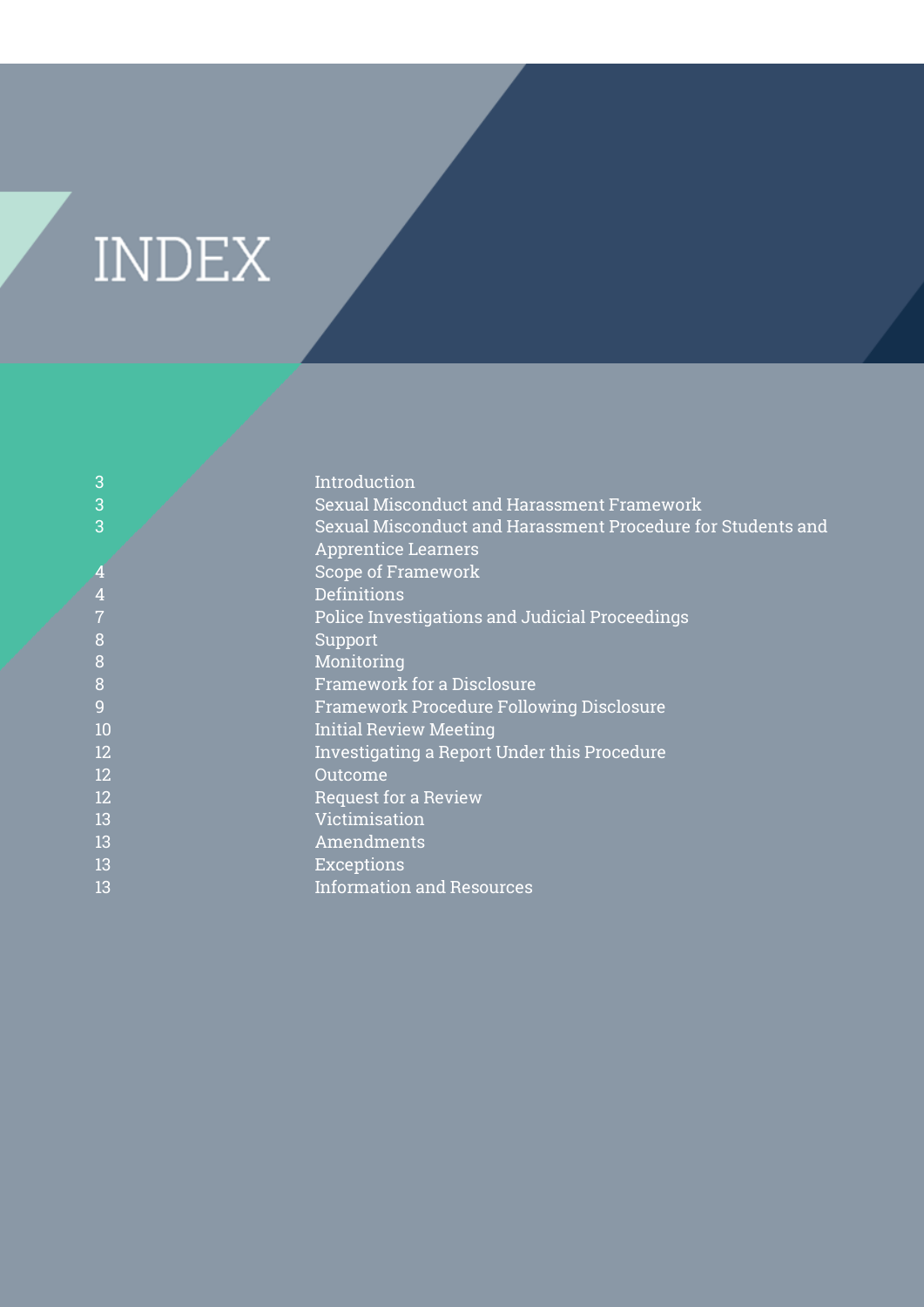# INDEX

| | |
|---|---|
| 3 | Introduction |
| 3 | Sexual Misconduct and Harassment Framework |
| 3 | Sexual Misconduct and Harassment Procedure for Students and Apprentice Learners |
| 4 | Scope of Framework |
| 4 | Definitions |
| 7 | Police Investigations and Judicial Proceedings |
| 8 | Support |
| 8 | Monitoring |
| 8 | Framework for a Disclosure |
| 9 | Framework Procedure Following Disclosure |
| 10 | Initial Review Meeting |
| 12 | Investigating a Report Under this Procedure |
| 12 | Outcome |
| 12 | Request for a Review |
| 13 | Victimisation |
| 13 | Amendments |
| 13 | Exceptions |
| 13 | Information and Resources |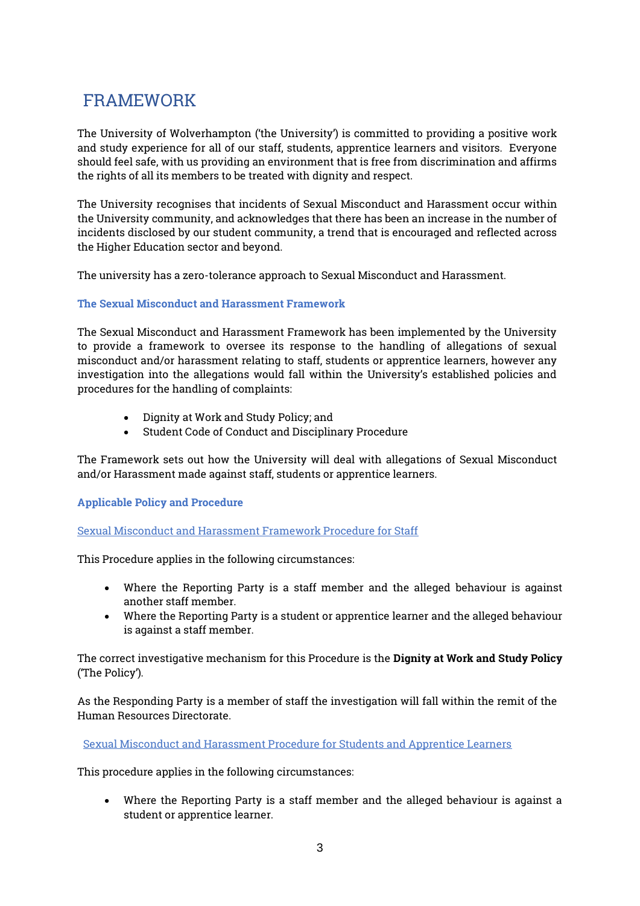# FRAMEWORK

The University of Wolverhampton ('the University') is committed to providing a positive work and study experience for all of our staff, students, apprentice learners and visitors. Everyone should feel safe, with us providing an environment that is free from discrimination and affirms the rights of all its members to be treated with dignity and respect.

The University recognises that incidents of Sexual Misconduct and Harassment occur within the University community, and acknowledges that there has been an increase in the number of incidents disclosed by our student community, a trend that is encouraged and reflected across the Higher Education sector and beyond.

The university has a zero-tolerance approach to Sexual Misconduct and Harassment.

### The Sexual Misconduct and Harassment Framework

The Sexual Misconduct and Harassment Framework has been implemented by the University to provide a framework to oversee its response to the handling of allegations of sexual misconduct and/or harassment relating to staff, students or apprentice learners, however any investigation into the allegations would fall within the University's established policies and procedures for the handling of complaints:

- Dignity at Work and Study Policy; and
- Student Code of Conduct and Disciplinary Procedure

The Framework sets out how the University will deal with allegations of Sexual Misconduct and/or Harassment made against staff, students or apprentice learners.

### Applicable Policy and Procedure

Sexual Misconduct and Harassment Framework Procedure for Staff

This Procedure applies in the following circumstances:

- Where the Reporting Party is a staff member and the alleged behaviour is against another staff member.
- Where the Reporting Party is a student or apprentice learner and the alleged behaviour is against a staff member.

The correct investigative mechanism for this Procedure is the **Dignity at Work and Study Policy** ('The Policy').

As the Responding Party is a member of staff the investigation will fall within the remit of the Human Resources Directorate.

Sexual Misconduct and Harassment Procedure for Students and Apprentice Learners

This procedure applies in the following circumstances:

- Where the Reporting Party is a staff member and the alleged behaviour is against a student or apprentice learner.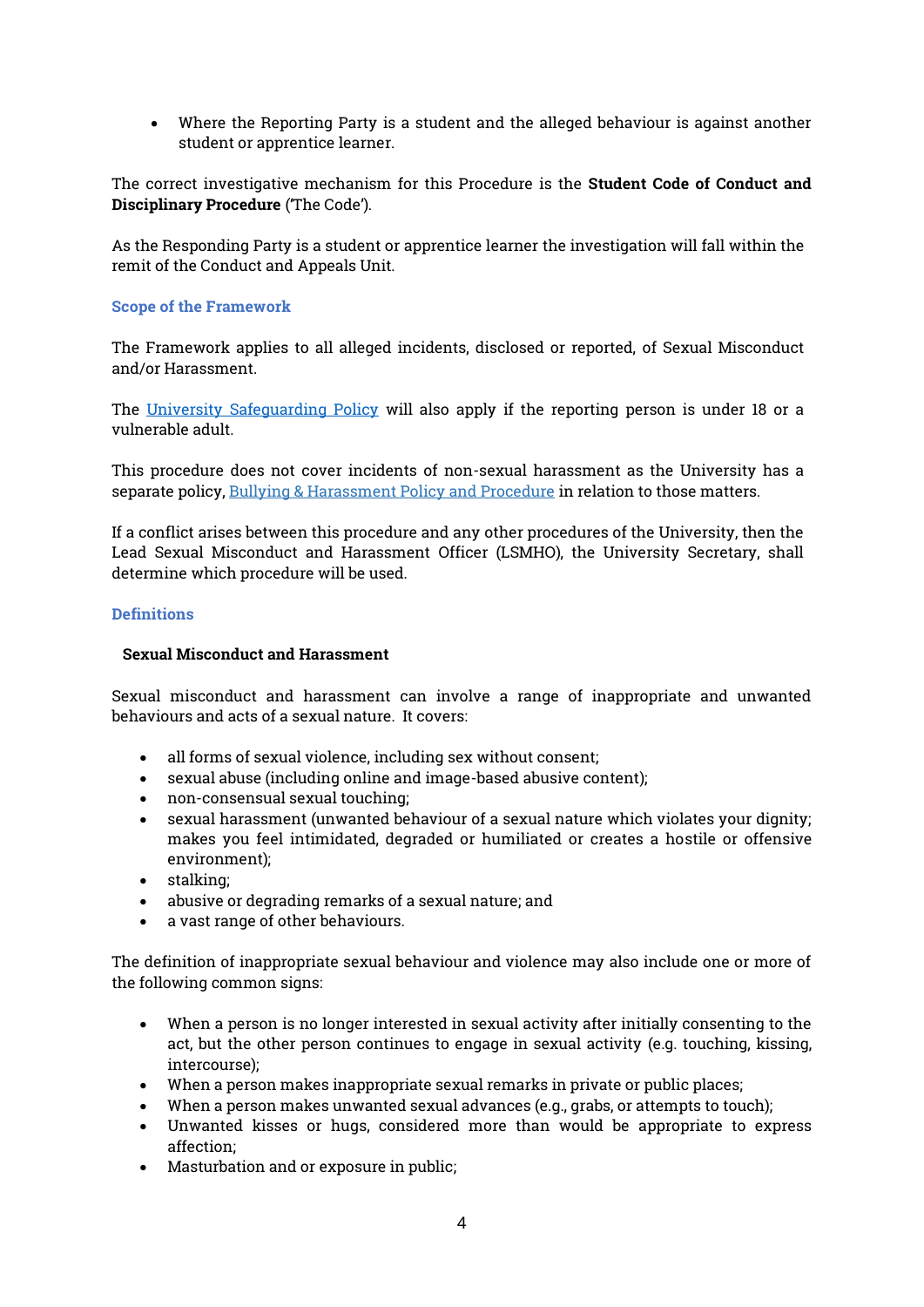- Where the Reporting Party is a student and the alleged behaviour is against another student or apprentice learner.

The correct investigative mechanism for this Procedure is the **Student Code of Conduct and Disciplinary Procedure** ('The Code').

As the Responding Party is a student or apprentice learner the investigation will fall within the remit of the Conduct and Appeals Unit.

## Scope of the Framework

The Framework applies to all alleged incidents, disclosed or reported, of Sexual Misconduct and/or Harassment.

The [University Safeguarding Policy]() will also apply if the reporting person is under 18 or a vulnerable adult.

This procedure does not cover incidents of non-sexual harassment as the University has a separate policy, [Bullying & Harassment Policy and Procedure]() in relation to those matters.

If a conflict arises between this procedure and any other procedures of the University, then the Lead Sexual Misconduct and Harassment Officer (LSMHO), the University Secretary, shall determine which procedure will be used.

## Definitions

### Sexual Misconduct and Harassment

Sexual misconduct and harassment can involve a range of inappropriate and unwanted behaviours and acts of a sexual nature. It covers:

- all forms of sexual violence, including sex without consent;
- sexual abuse (including online and image-based abusive content);
- non-consensual sexual touching;
- sexual harassment (unwanted behaviour of a sexual nature which violates your dignity; makes you feel intimidated, degraded or humiliated or creates a hostile or offensive environment);
- stalking;
- abusive or degrading remarks of a sexual nature; and
- a vast range of other behaviours.

The definition of inappropriate sexual behaviour and violence may also include one or more of the following common signs:

- When a person is no longer interested in sexual activity after initially consenting to the act, but the other person continues to engage in sexual activity (e.g. touching, kissing, intercourse);
- When a person makes inappropriate sexual remarks in private or public places;
- When a person makes unwanted sexual advances (e.g., grabs, or attempts to touch);
- Unwanted kisses or hugs, considered more than would be appropriate to express affection;
- Masturbation and or exposure in public;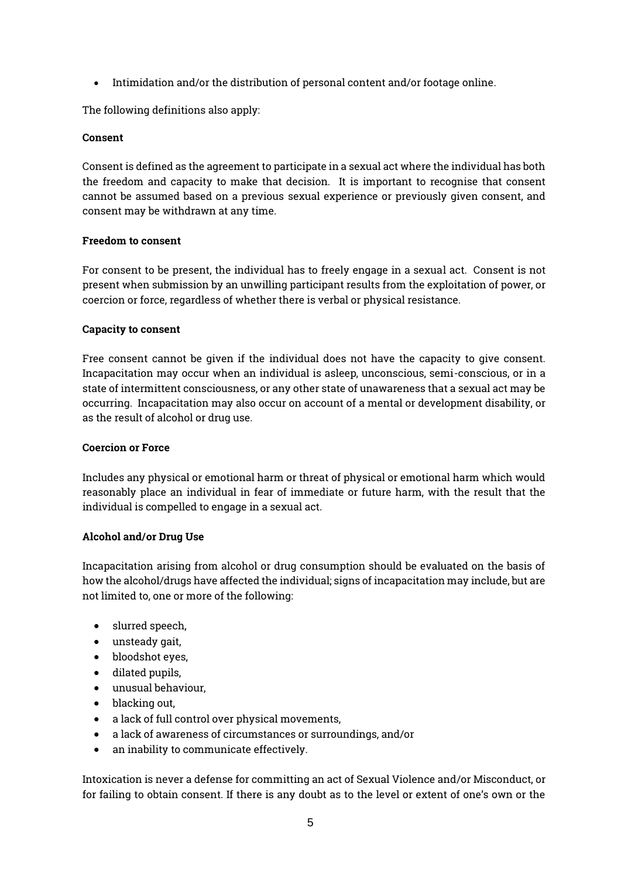- Intimidation and/or the distribution of personal content and/or footage online.

The following definitions also apply:

**Consent**

Consent is defined as the agreement to participate in a sexual act where the individual has both the freedom and capacity to make that decision. It is important to recognise that consent cannot be assumed based on a previous sexual experience or previously given consent, and consent may be withdrawn at any time.

**Freedom to consent**

For consent to be present, the individual has to freely engage in a sexual act. Consent is not present when submission by an unwilling participant results from the exploitation of power, or coercion or force, regardless of whether there is verbal or physical resistance.

**Capacity to consent**

Free consent cannot be given if the individual does not have the capacity to give consent. Incapacitation may occur when an individual is asleep, unconscious, semi-conscious, or in a state of intermittent consciousness, or any other state of unawareness that a sexual act may be occurring. Incapacitation may also occur on account of a mental or development disability, or as the result of alcohol or drug use.

**Coercion or Force**

Includes any physical or emotional harm or threat of physical or emotional harm which would reasonably place an individual in fear of immediate or future harm, with the result that the individual is compelled to engage in a sexual act.

**Alcohol and/or Drug Use**

Incapacitation arising from alcohol or drug consumption should be evaluated on the basis of how the alcohol/drugs have affected the individual; signs of incapacitation may include, but are not limited to, one or more of the following:

- slurred speech,
- unsteady gait,
- bloodshot eyes,
- dilated pupils,
- unusual behaviour,
- blacking out,
- a lack of full control over physical movements,
- a lack of awareness of circumstances or surroundings, and/or
- an inability to communicate effectively.

Intoxication is never a defense for committing an act of Sexual Violence and/or Misconduct, or for failing to obtain consent. If there is any doubt as to the level or extent of one's own or the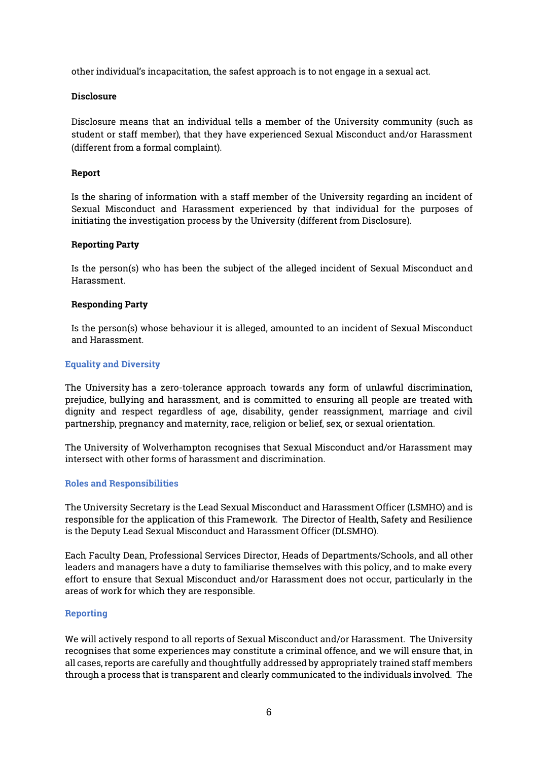other individual's incapacitation, the safest approach is to not engage in a sexual act.

**Disclosure**

Disclosure means that an individual tells a member of the University community (such as student or staff member), that they have experienced Sexual Misconduct and/or Harassment (different from a formal complaint).

**Report**

Is the sharing of information with a staff member of the University regarding an incident of Sexual Misconduct and Harassment experienced by that individual for the purposes of initiating the investigation process by the University (different from Disclosure).

**Reporting Party**

Is the person(s) who has been the subject of the alleged incident of Sexual Misconduct and Harassment.

**Responding Party**

Is the person(s) whose behaviour it is alleged, amounted to an incident of Sexual Misconduct and Harassment.

## Equality and Diversity

The University has a zero-tolerance approach towards any form of unlawful discrimination, prejudice, bullying and harassment, and is committed to ensuring all people are treated with dignity and respect regardless of age, disability, gender reassignment, marriage and civil partnership, pregnancy and maternity, race, religion or belief, sex, or sexual orientation.

The University of Wolverhampton recognises that Sexual Misconduct and/or Harassment may intersect with other forms of harassment and discrimination.

## Roles and Responsibilities

The University Secretary is the Lead Sexual Misconduct and Harassment Officer (LSMHO) and is responsible for the application of this Framework. The Director of Health, Safety and Resilience is the Deputy Lead Sexual Misconduct and Harassment Officer (DLSMHO).

Each Faculty Dean, Professional Services Director, Heads of Departments/Schools, and all other leaders and managers have a duty to familiarise themselves with this policy, and to make every effort to ensure that Sexual Misconduct and/or Harassment does not occur, particularly in the areas of work for which they are responsible.

## Reporting

We will actively respond to all reports of Sexual Misconduct and/or Harassment. The University recognises that some experiences may constitute a criminal offence, and we will ensure that, in all cases, reports are carefully and thoughtfully addressed by appropriately trained staff members through a process that is transparent and clearly communicated to the individuals involved. The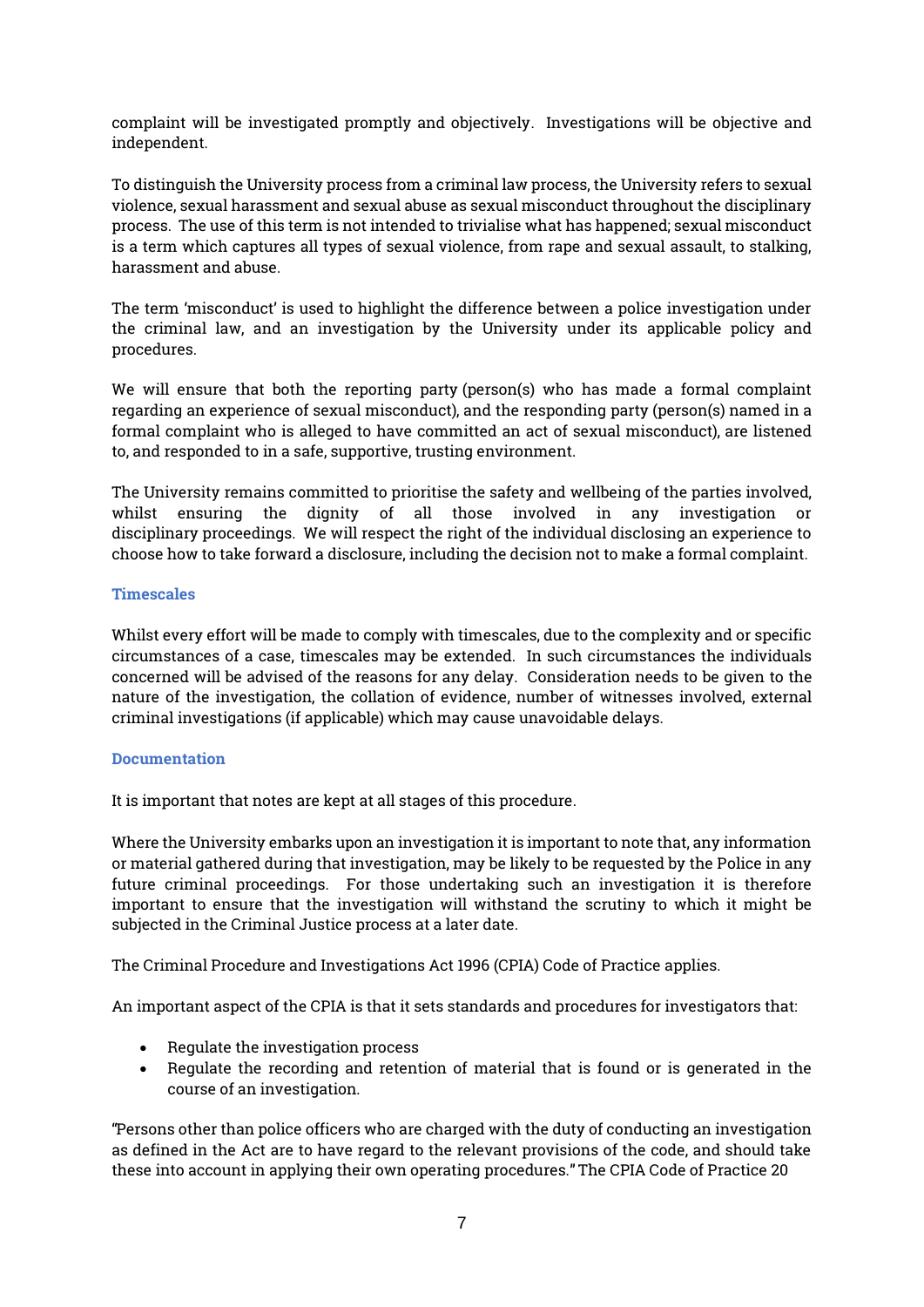complaint will be investigated promptly and objectively. Investigations will be objective and independent.

To distinguish the University process from a criminal law process, the University refers to sexual violence, sexual harassment and sexual abuse as sexual misconduct throughout the disciplinary process. The use of this term is not intended to trivialise what has happened; sexual misconduct is a term which captures all types of sexual violence, from rape and sexual assault, to stalking, harassment and abuse.

The term 'misconduct' is used to highlight the difference between a police investigation under the criminal law, and an investigation by the University under its applicable policy and procedures.

We will ensure that both the reporting party (person(s) who has made a formal complaint regarding an experience of sexual misconduct), and the responding party (person(s) named in a formal complaint who is alleged to have committed an act of sexual misconduct), are listened to, and responded to in a safe, supportive, trusting environment.

The University remains committed to prioritise the safety and wellbeing of the parties involved, whilst ensuring the dignity of all those involved in any investigation or disciplinary proceedings. We will respect the right of the individual disclosing an experience to choose how to take forward a disclosure, including the decision not to make a formal complaint.

### Timescales

Whilst every effort will be made to comply with timescales, due to the complexity and or specific circumstances of a case, timescales may be extended. In such circumstances the individuals concerned will be advised of the reasons for any delay. Consideration needs to be given to the nature of the investigation, the collation of evidence, number of witnesses involved, external criminal investigations (if applicable) which may cause unavoidable delays.

### Documentation

It is important that notes are kept at all stages of this procedure.

Where the University embarks upon an investigation it is important to note that, any information or material gathered during that investigation, may be likely to be requested by the Police in any future criminal proceedings. For those undertaking such an investigation it is therefore important to ensure that the investigation will withstand the scrutiny to which it might be subjected in the Criminal Justice process at a later date.

The Criminal Procedure and Investigations Act 1996 (CPIA) Code of Practice applies.

An important aspect of the CPIA is that it sets standards and procedures for investigators that:

- Regulate the investigation process
- Regulate the recording and retention of material that is found or is generated in the course of an investigation.

"Persons other than police officers who are charged with the duty of conducting an investigation as defined in the Act are to have regard to the relevant provisions of the code, and should take these into account in applying their own operating procedures." The CPIA Code of Practice 20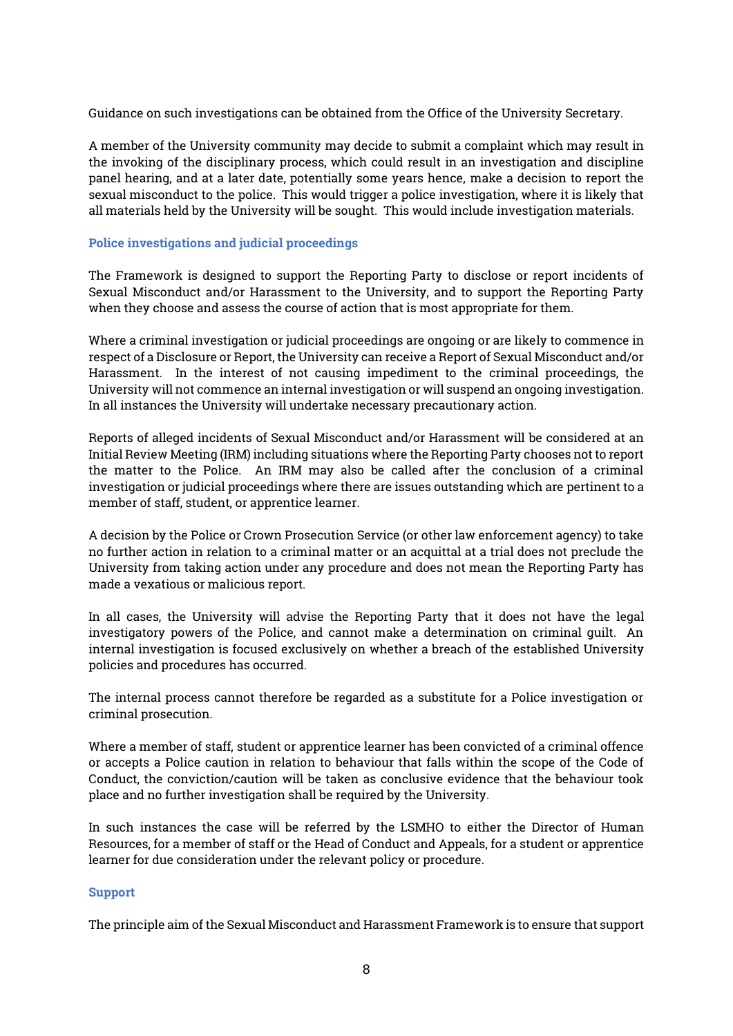Guidance on such investigations can be obtained from the Office of the University Secretary.

A member of the University community may decide to submit a complaint which may result in the invoking of the disciplinary process, which could result in an investigation and discipline panel hearing, and at a later date, potentially some years hence, make a decision to report the sexual misconduct to the police. This would trigger a police investigation, where it is likely that all materials held by the University will be sought. This would include investigation materials.

### Police investigations and judicial proceedings

The Framework is designed to support the Reporting Party to disclose or report incidents of Sexual Misconduct and/or Harassment to the University, and to support the Reporting Party when they choose and assess the course of action that is most appropriate for them.

Where a criminal investigation or judicial proceedings are ongoing or are likely to commence in respect of a Disclosure or Report, the University can receive a Report of Sexual Misconduct and/or Harassment. In the interest of not causing impediment to the criminal proceedings, the University will not commence an internal investigation or will suspend an ongoing investigation. In all instances the University will undertake necessary precautionary action.

Reports of alleged incidents of Sexual Misconduct and/or Harassment will be considered at an Initial Review Meeting (IRM) including situations where the Reporting Party chooses not to report the matter to the Police. An IRM may also be called after the conclusion of a criminal investigation or judicial proceedings where there are issues outstanding which are pertinent to a member of staff, student, or apprentice learner.

A decision by the Police or Crown Prosecution Service (or other law enforcement agency) to take no further action in relation to a criminal matter or an acquittal at a trial does not preclude the University from taking action under any procedure and does not mean the Reporting Party has made a vexatious or malicious report.

In all cases, the University will advise the Reporting Party that it does not have the legal investigatory powers of the Police, and cannot make a determination on criminal guilt. An internal investigation is focused exclusively on whether a breach of the established University policies and procedures has occurred.

The internal process cannot therefore be regarded as a substitute for a Police investigation or criminal prosecution.

Where a member of staff, student or apprentice learner has been convicted of a criminal offence or accepts a Police caution in relation to behaviour that falls within the scope of the Code of Conduct, the conviction/caution will be taken as conclusive evidence that the behaviour took place and no further investigation shall be required by the University.

In such instances the case will be referred by the LSMHO to either the Director of Human Resources, for a member of staff or the Head of Conduct and Appeals, for a student or apprentice learner for due consideration under the relevant policy or procedure.

### Support

The principle aim of the Sexual Misconduct and Harassment Framework is to ensure that support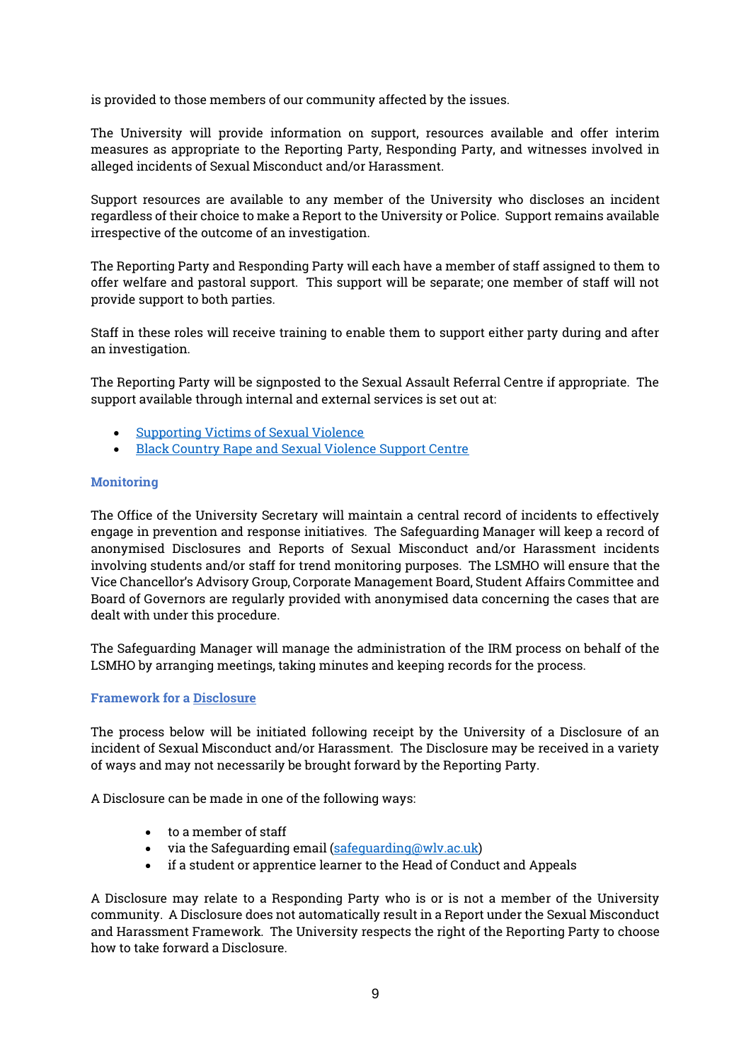is provided to those members of our community affected by the issues.

The University will provide information on support, resources available and offer interim measures as appropriate to the Reporting Party, Responding Party, and witnesses involved in alleged incidents of Sexual Misconduct and/or Harassment.

Support resources are available to any member of the University who discloses an incident regardless of their choice to make a Report to the University or Police. Support remains available irrespective of the outcome of an investigation.

The Reporting Party and Responding Party will each have a member of staff assigned to them to offer welfare and pastoral support. This support will be separate; one member of staff will not provide support to both parties.

Staff in these roles will receive training to enable them to support either party during and after an investigation.

The Reporting Party will be signposted to the Sexual Assault Referral Centre if appropriate. The support available through internal and external services is set out at:

- Supporting Victims of Sexual Violence
- Black Country Rape and Sexual Violence Support Centre

### Monitoring

The Office of the University Secretary will maintain a central record of incidents to effectively engage in prevention and response initiatives. The Safeguarding Manager will keep a record of anonymised Disclosures and Reports of Sexual Misconduct and/or Harassment incidents involving students and/or staff for trend monitoring purposes. The LSMHO will ensure that the Vice Chancellor's Advisory Group, Corporate Management Board, Student Affairs Committee and Board of Governors are regularly provided with anonymised data concerning the cases that are dealt with under this procedure.

The Safeguarding Manager will manage the administration of the IRM process on behalf of the LSMHO by arranging meetings, taking minutes and keeping records for the process.

### Framework for a Disclosure

The process below will be initiated following receipt by the University of a Disclosure of an incident of Sexual Misconduct and/or Harassment. The Disclosure may be received in a variety of ways and may not necessarily be brought forward by the Reporting Party.

A Disclosure can be made in one of the following ways:

- to a member of staff
- via the Safeguarding email (safeguarding@wlv.ac.uk)
- if a student or apprentice learner to the Head of Conduct and Appeals

A Disclosure may relate to a Responding Party who is or is not a member of the University community. A Disclosure does not automatically result in a Report under the Sexual Misconduct and Harassment Framework. The University respects the right of the Reporting Party to choose how to take forward a Disclosure.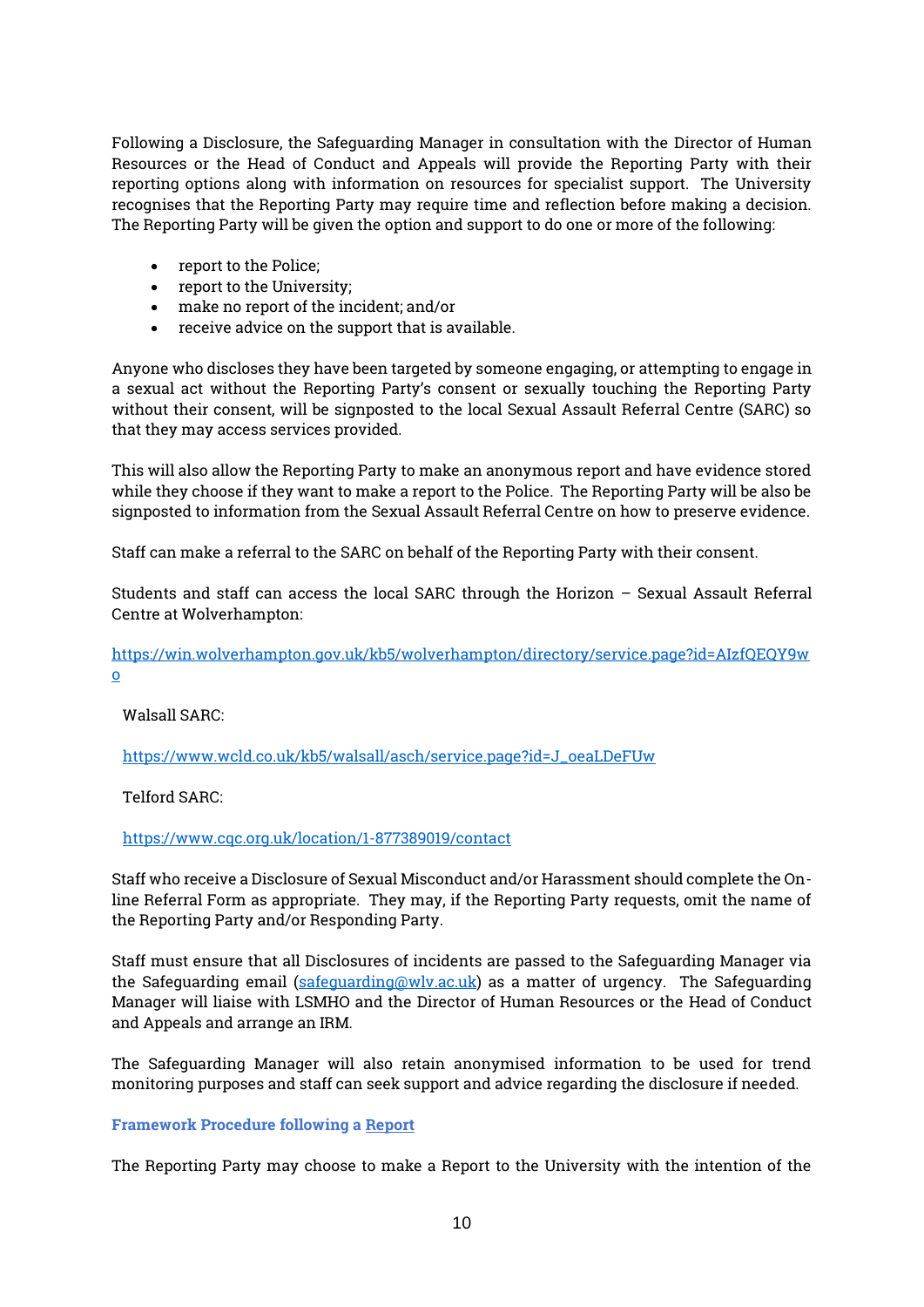Following a Disclosure, the Safeguarding Manager in consultation with the Director of Human Resources or the Head of Conduct and Appeals will provide the Reporting Party with their reporting options along with information on resources for specialist support. The University recognises that the Reporting Party may require time and reflection before making a decision. The Reporting Party will be given the option and support to do one or more of the following:

- report to the Police;
- report to the University;
- make no report of the incident; and/or
- receive advice on the support that is available.

Anyone who discloses they have been targeted by someone engaging, or attempting to engage in a sexual act without the Reporting Party's consent or sexually touching the Reporting Party without their consent, will be signposted to the local Sexual Assault Referral Centre (SARC) so that they may access services provided.

This will also allow the Reporting Party to make an anonymous report and have evidence stored while they choose if they want to make a report to the Police. The Reporting Party will be also be signposted to information from the Sexual Assault Referral Centre on how to preserve evidence.

Staff can make a referral to the SARC on behalf of the Reporting Party with their consent.

Students and staff can access the local SARC through the Horizon – Sexual Assault Referral Centre at Wolverhampton:

https://win.wolverhampton.gov.uk/kb5/wolverhampton/directory/service.page?id=AIzfQEQY9wo

Walsall SARC:

https://www.wcld.co.uk/kb5/walsall/asch/service.page?id=J_oeaLDeFUw

Telford SARC:

https://www.cqc.org.uk/location/1-877389019/contact

Staff who receive a Disclosure of Sexual Misconduct and/or Harassment should complete the On-line Referral Form as appropriate. They may, if the Reporting Party requests, omit the name of the Reporting Party and/or Responding Party.

Staff must ensure that all Disclosures of incidents are passed to the Safeguarding Manager via the Safeguarding email (safeguarding@wlv.ac.uk) as a matter of urgency. The Safeguarding Manager will liaise with LSMHO and the Director of Human Resources or the Head of Conduct and Appeals and arrange an IRM.

The Safeguarding Manager will also retain anonymised information to be used for trend monitoring purposes and staff can seek support and advice regarding the disclosure if needed.

### Framework Procedure following a Report

The Reporting Party may choose to make a Report to the University with the intention of the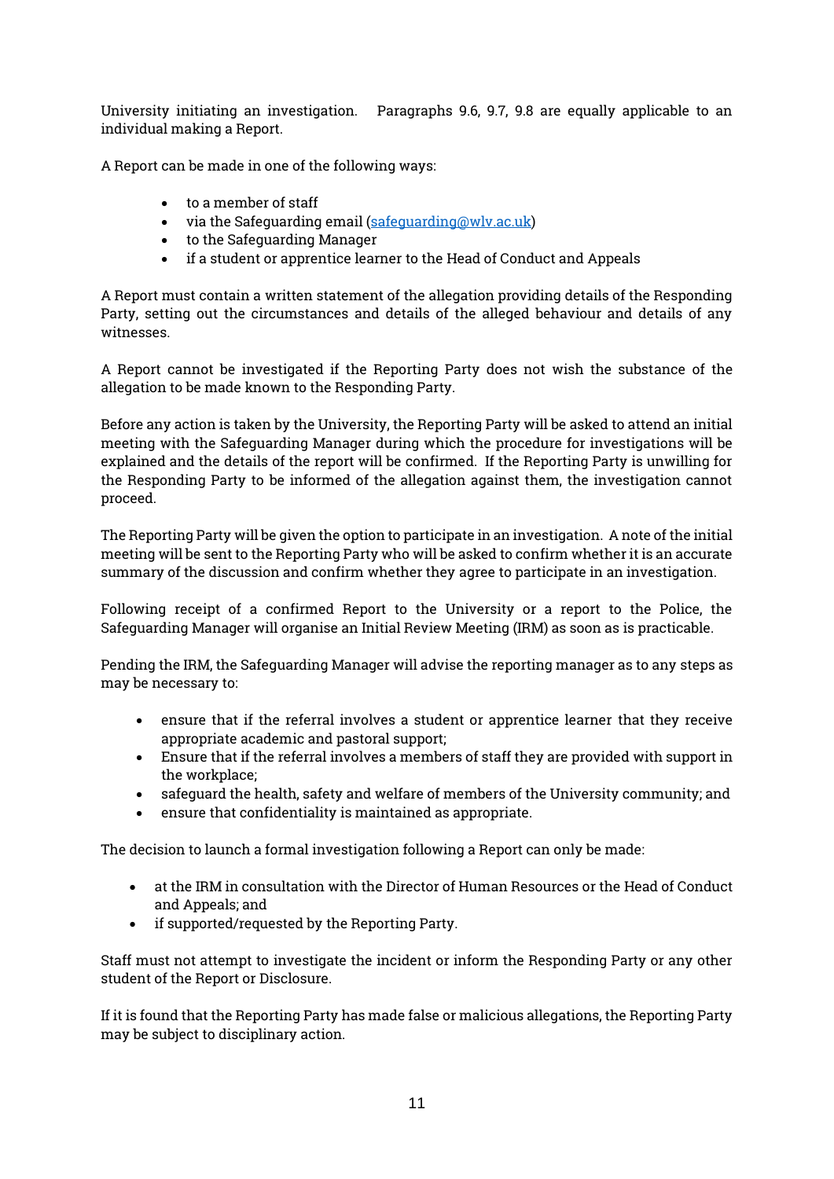University initiating an investigation. Paragraphs 9.6, 9.7, 9.8 are equally applicable to an individual making a Report.

A Report can be made in one of the following ways:

- to a member of staff
- via the Safeguarding email (safeguarding@wlv.ac.uk)
- to the Safeguarding Manager
- if a student or apprentice learner to the Head of Conduct and Appeals

A Report must contain a written statement of the allegation providing details of the Responding Party, setting out the circumstances and details of the alleged behaviour and details of any witnesses.

A Report cannot be investigated if the Reporting Party does not wish the substance of the allegation to be made known to the Responding Party.

Before any action is taken by the University, the Reporting Party will be asked to attend an initial meeting with the Safeguarding Manager during which the procedure for investigations will be explained and the details of the report will be confirmed. If the Reporting Party is unwilling for the Responding Party to be informed of the allegation against them, the investigation cannot proceed.

The Reporting Party will be given the option to participate in an investigation. A note of the initial meeting will be sent to the Reporting Party who will be asked to confirm whether it is an accurate summary of the discussion and confirm whether they agree to participate in an investigation.

Following receipt of a confirmed Report to the University or a report to the Police, the Safeguarding Manager will organise an Initial Review Meeting (IRM) as soon as is practicable.

Pending the IRM, the Safeguarding Manager will advise the reporting manager as to any steps as may be necessary to:

- ensure that if the referral involves a student or apprentice learner that they receive appropriate academic and pastoral support;
- Ensure that if the referral involves a members of staff they are provided with support in the workplace;
- safeguard the health, safety and welfare of members of the University community; and
- ensure that confidentiality is maintained as appropriate.

The decision to launch a formal investigation following a Report can only be made:

- at the IRM in consultation with the Director of Human Resources or the Head of Conduct and Appeals; and
- if supported/requested by the Reporting Party.

Staff must not attempt to investigate the incident or inform the Responding Party or any other student of the Report or Disclosure.

If it is found that the Reporting Party has made false or malicious allegations, the Reporting Party may be subject to disciplinary action.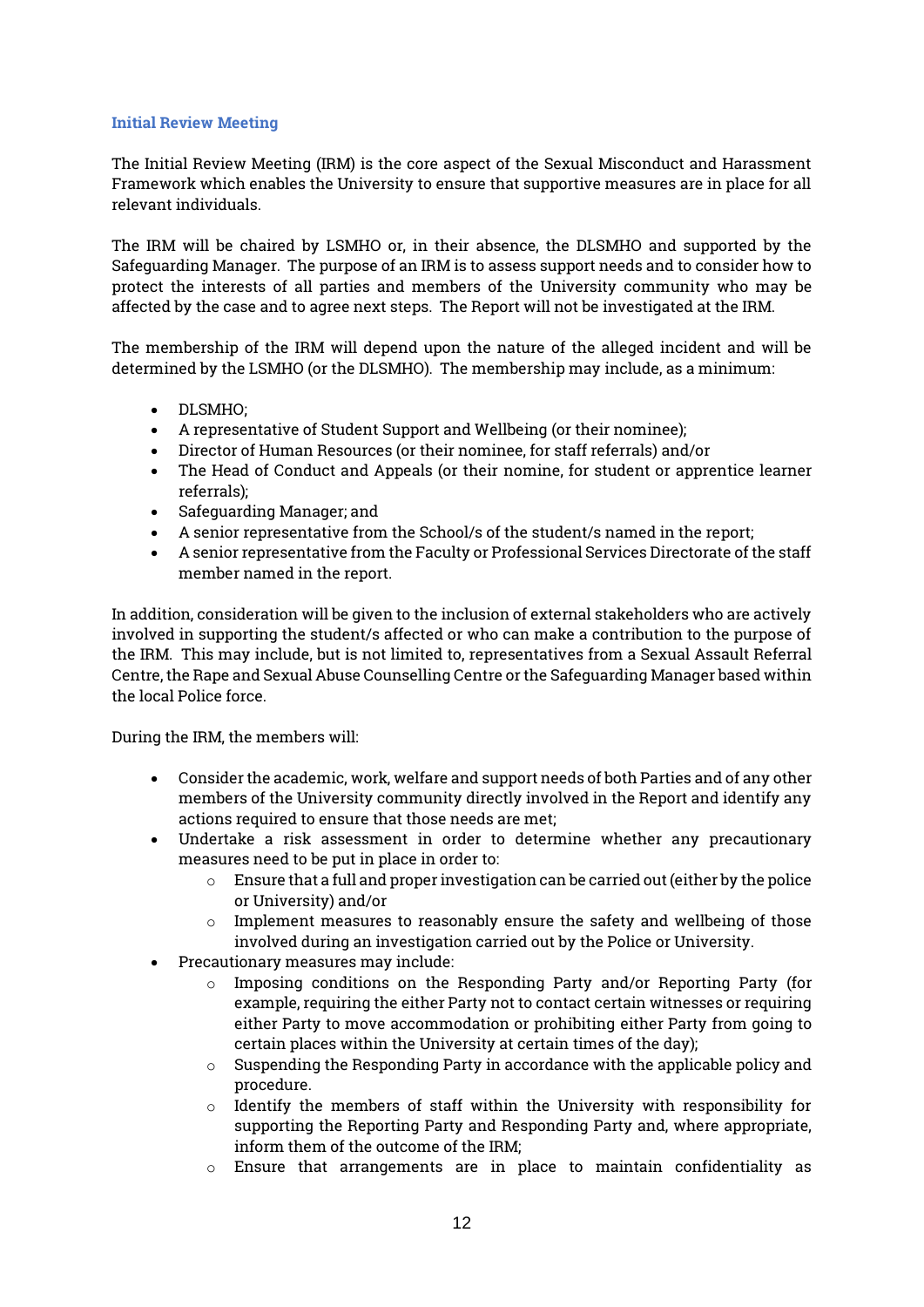### Initial Review Meeting

The Initial Review Meeting (IRM) is the core aspect of the Sexual Misconduct and Harassment Framework which enables the University to ensure that supportive measures are in place for all relevant individuals.

The IRM will be chaired by LSMHO or, in their absence, the DLSMHO and supported by the Safeguarding Manager. The purpose of an IRM is to assess support needs and to consider how to protect the interests of all parties and members of the University community who may be affected by the case and to agree next steps. The Report will not be investigated at the IRM.

The membership of the IRM will depend upon the nature of the alleged incident and will be determined by the LSMHO (or the DLSMHO). The membership may include, as a minimum:

- DLSMHO;
- A representative of Student Support and Wellbeing (or their nominee);
- Director of Human Resources (or their nominee, for staff referrals) and/or
- The Head of Conduct and Appeals (or their nomine, for student or apprentice learner referrals);
- Safeguarding Manager; and
- A senior representative from the School/s of the student/s named in the report;
- A senior representative from the Faculty or Professional Services Directorate of the staff member named in the report.

In addition, consideration will be given to the inclusion of external stakeholders who are actively involved in supporting the student/s affected or who can make a contribution to the purpose of the IRM. This may include, but is not limited to, representatives from a Sexual Assault Referral Centre, the Rape and Sexual Abuse Counselling Centre or the Safeguarding Manager based within the local Police force.

During the IRM, the members will:

- Consider the academic, work, welfare and support needs of both Parties and of any other members of the University community directly involved in the Report and identify any actions required to ensure that those needs are met;
- Undertake a risk assessment in order to determine whether any precautionary measures need to be put in place in order to:
  - Ensure that a full and proper investigation can be carried out (either by the police or University) and/or
  - Implement measures to reasonably ensure the safety and wellbeing of those involved during an investigation carried out by the Police or University.
- Precautionary measures may include:
  - Imposing conditions on the Responding Party and/or Reporting Party (for example, requiring the either Party not to contact certain witnesses or requiring either Party to move accommodation or prohibiting either Party from going to certain places within the University at certain times of the day);
  - Suspending the Responding Party in accordance with the applicable policy and procedure.
  - Identify the members of staff within the University with responsibility for supporting the Reporting Party and Responding Party and, where appropriate, inform them of the outcome of the IRM;
  - Ensure that arrangements are in place to maintain confidentiality as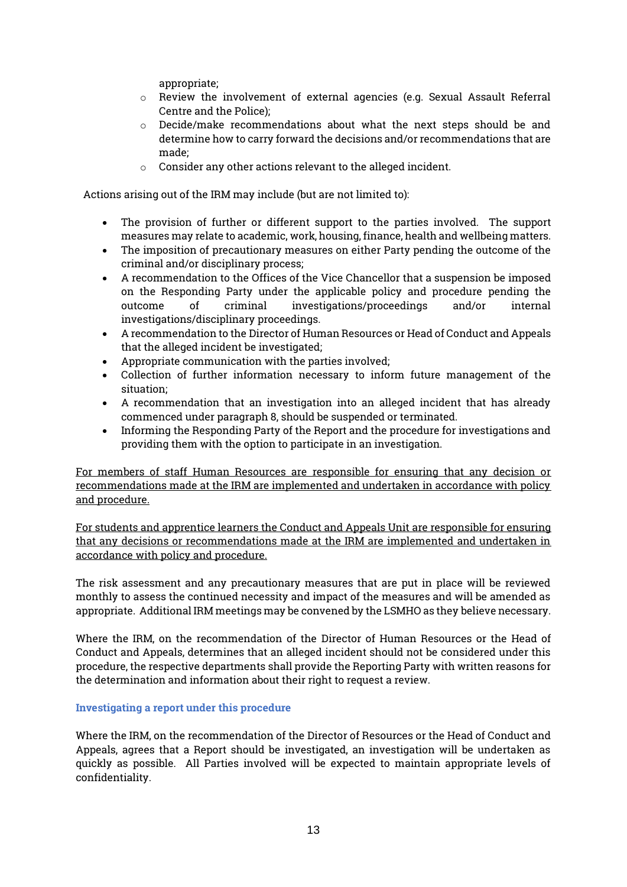appropriate;
    - Review the involvement of external agencies (e.g. Sexual Assault Referral Centre and the Police);
    - Decide/make recommendations about what the next steps should be and determine how to carry forward the decisions and/or recommendations that are made;
    - Consider any other actions relevant to the alleged incident.

Actions arising out of the IRM may include (but are not limited to):

- The provision of further or different support to the parties involved. The support measures may relate to academic, work, housing, finance, health and wellbeing matters.
- The imposition of precautionary measures on either Party pending the outcome of the criminal and/or disciplinary process;
- A recommendation to the Offices of the Vice Chancellor that a suspension be imposed on the Responding Party under the applicable policy and procedure pending the outcome of criminal investigations/proceedings and/or internal investigations/disciplinary proceedings.
- A recommendation to the Director of Human Resources or Head of Conduct and Appeals that the alleged incident be investigated;
- Appropriate communication with the parties involved;
- Collection of further information necessary to inform future management of the situation;
- A recommendation that an investigation into an alleged incident that has already commenced under paragraph 8, should be suspended or terminated.
- Informing the Responding Party of the Report and the procedure for investigations and providing them with the option to participate in an investigation.

<u>For members of staff Human Resources are responsible for ensuring that any decision or recommendations made at the IRM are implemented and undertaken in accordance with policy and procedure.</u>

<u>For students and apprentice learners the Conduct and Appeals Unit are responsible for ensuring that any decisions or recommendations made at the IRM are implemented and undertaken in accordance with policy and procedure.</u>

The risk assessment and any precautionary measures that are put in place will be reviewed monthly to assess the continued necessity and impact of the measures and will be amended as appropriate. Additional IRM meetings may be convened by the LSMHO as they believe necessary.

Where the IRM, on the recommendation of the Director of Human Resources or the Head of Conduct and Appeals, determines that an alleged incident should not be considered under this procedure, the respective departments shall provide the Reporting Party with written reasons for the determination and information about their right to request a review.

### Investigating a report under this procedure

Where the IRM, on the recommendation of the Director of Resources or the Head of Conduct and Appeals, agrees that a Report should be investigated, an investigation will be undertaken as quickly as possible. All Parties involved will be expected to maintain appropriate levels of confidentiality.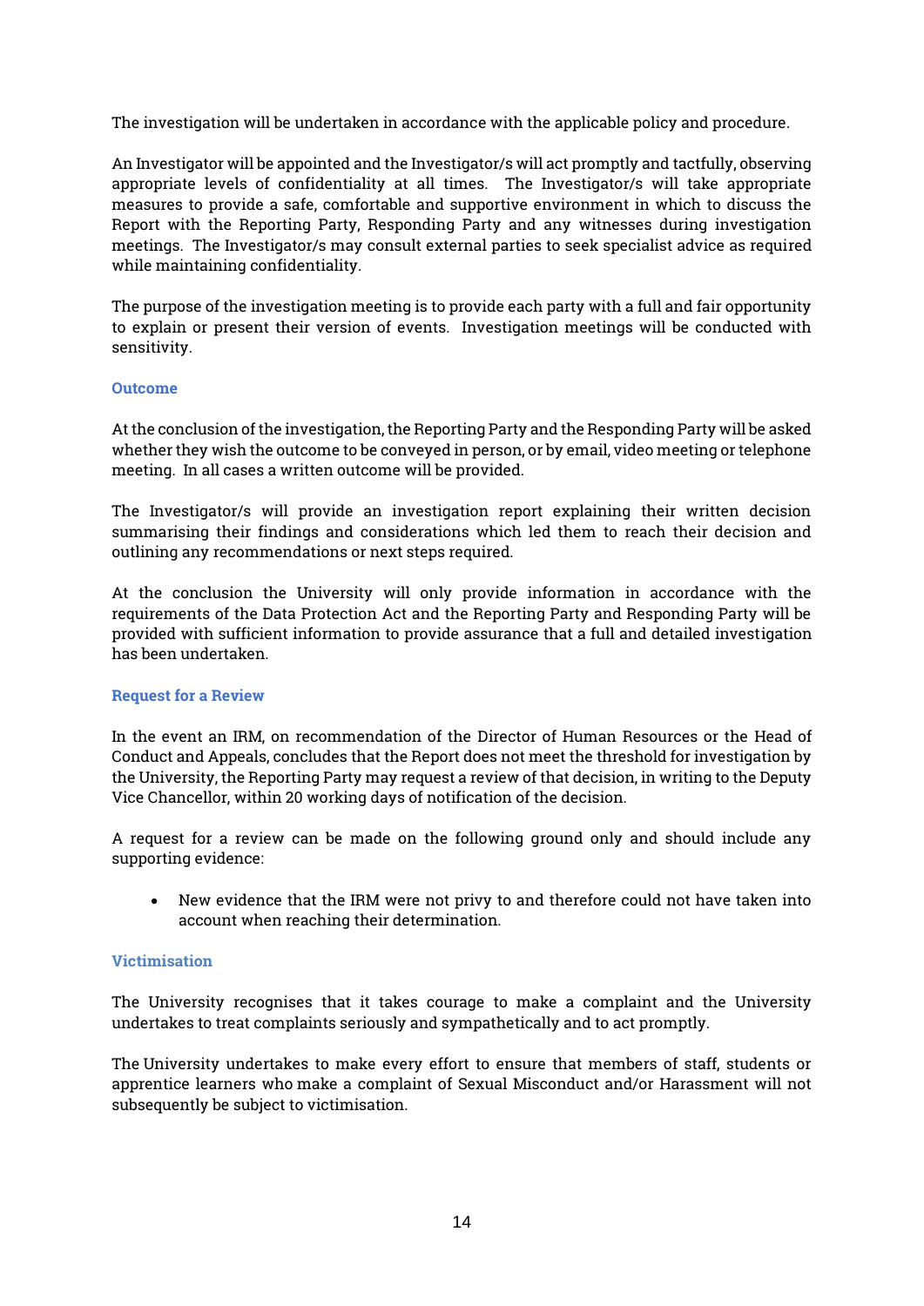The investigation will be undertaken in accordance with the applicable policy and procedure.

An Investigator will be appointed and the Investigator/s will act promptly and tactfully, observing appropriate levels of confidentiality at all times. The Investigator/s will take appropriate measures to provide a safe, comfortable and supportive environment in which to discuss the Report with the Reporting Party, Responding Party and any witnesses during investigation meetings. The Investigator/s may consult external parties to seek specialist advice as required while maintaining confidentiality.

The purpose of the investigation meeting is to provide each party with a full and fair opportunity to explain or present their version of events. Investigation meetings will be conducted with sensitivity.

### Outcome

At the conclusion of the investigation, the Reporting Party and the Responding Party will be asked whether they wish the outcome to be conveyed in person, or by email, video meeting or telephone meeting. In all cases a written outcome will be provided.

The Investigator/s will provide an investigation report explaining their written decision summarising their findings and considerations which led them to reach their decision and outlining any recommendations or next steps required.

At the conclusion the University will only provide information in accordance with the requirements of the Data Protection Act and the Reporting Party and Responding Party will be provided with sufficient information to provide assurance that a full and detailed investigation has been undertaken.

### Request for a Review

In the event an IRM, on recommendation of the Director of Human Resources or the Head of Conduct and Appeals, concludes that the Report does not meet the threshold for investigation by the University, the Reporting Party may request a review of that decision, in writing to the Deputy Vice Chancellor, within 20 working days of notification of the decision.

A request for a review can be made on the following ground only and should include any supporting evidence:

- New evidence that the IRM were not privy to and therefore could not have taken into account when reaching their determination.

### Victimisation

The University recognises that it takes courage to make a complaint and the University undertakes to treat complaints seriously and sympathetically and to act promptly.

The University undertakes to make every effort to ensure that members of staff, students or apprentice learners who make a complaint of Sexual Misconduct and/or Harassment will not subsequently be subject to victimisation.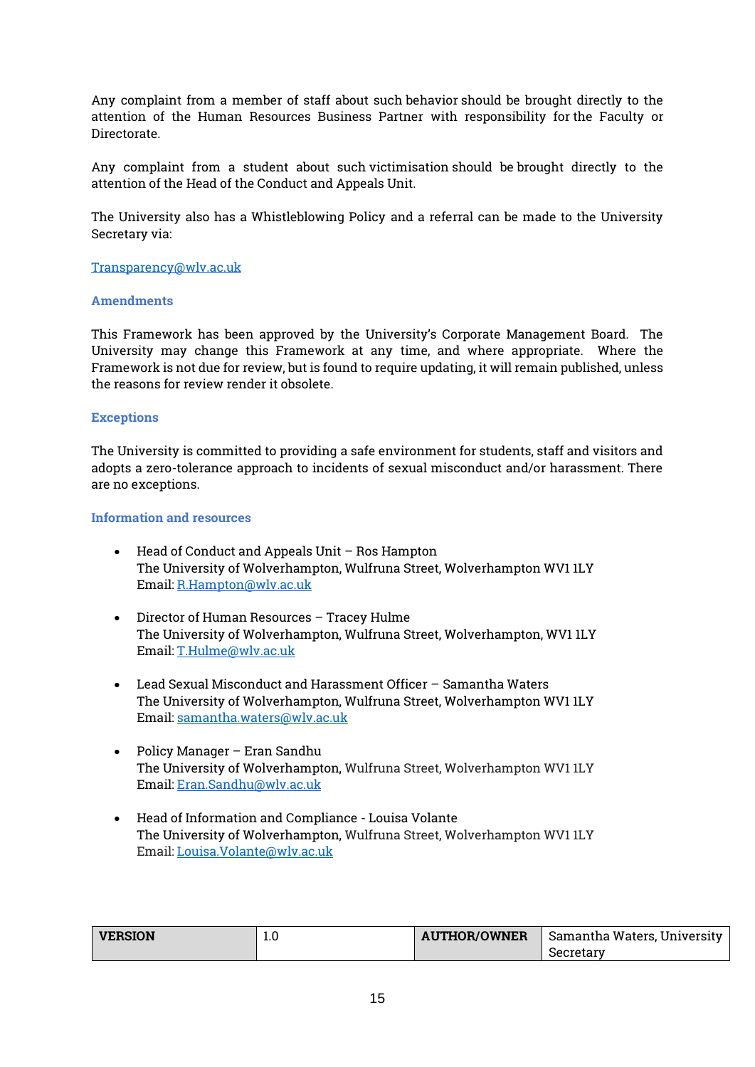Any complaint from a member of staff about such behavior should be brought directly to the attention of the Human Resources Business Partner with responsibility for the Faculty or Directorate.

Any complaint from a student about such victimisation should be brought directly to the attention of the Head of the Conduct and Appeals Unit.

The University also has a Whistleblowing Policy and a referral can be made to the University Secretary via:

Transparency@wlv.ac.uk

### Amendments

This Framework has been approved by the University's Corporate Management Board. The University may change this Framework at any time, and where appropriate. Where the Framework is not due for review, but is found to require updating, it will remain published, unless the reasons for review render it obsolete.

### Exceptions

The University is committed to providing a safe environment for students, staff and visitors and adopts a zero-tolerance approach to incidents of sexual misconduct and/or harassment. There are no exceptions.

### Information and resources

- Head of Conduct and Appeals Unit – Ros Hampton
  The University of Wolverhampton, Wulfruna Street, Wolverhampton WV1 1LY
  Email: R.Hampton@wlv.ac.uk

- Director of Human Resources – Tracey Hulme
  The University of Wolverhampton, Wulfruna Street, Wolverhampton, WV1 1LY
  Email: T.Hulme@wlv.ac.uk

- Lead Sexual Misconduct and Harassment Officer – Samantha Waters
  The University of Wolverhampton, Wulfruna Street, Wolverhampton WV1 1LY
  Email: samantha.waters@wlv.ac.uk

- Policy Manager – Eran Sandhu
  The University of Wolverhampton, Wulfruna Street, Wolverhampton WV1 1LY
  Email: Eran.Sandhu@wlv.ac.uk

- Head of Information and Compliance - Louisa Volante
  The University of Wolverhampton, Wulfruna Street, Wolverhampton WV1 1LY
  Email: Louisa.Volante@wlv.ac.uk

| **VERSION** | 1.0 | **AUTHOR/OWNER** | Samantha Waters, University Secretary |
|---|---|---|---|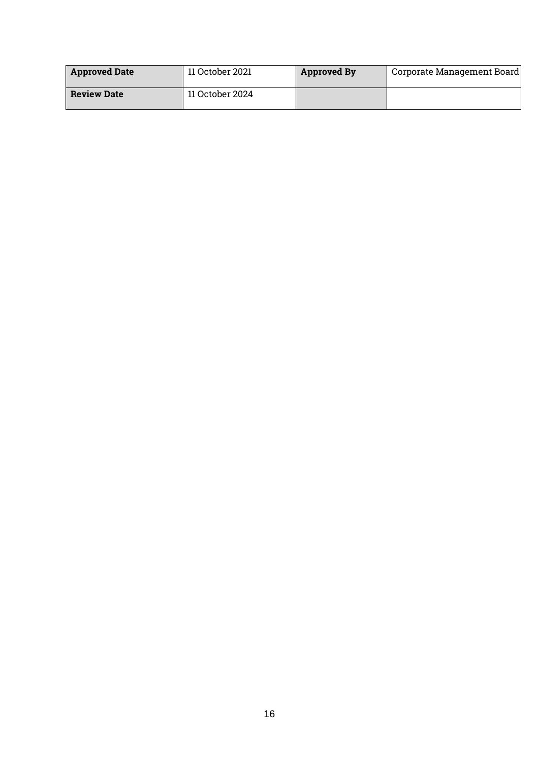| | | | |
|---|---|---|---|
| **Approved Date** | 11 October 2021 | **Approved By** | Corporate Management Board |
| **Review Date** | 11 October 2024 | | |